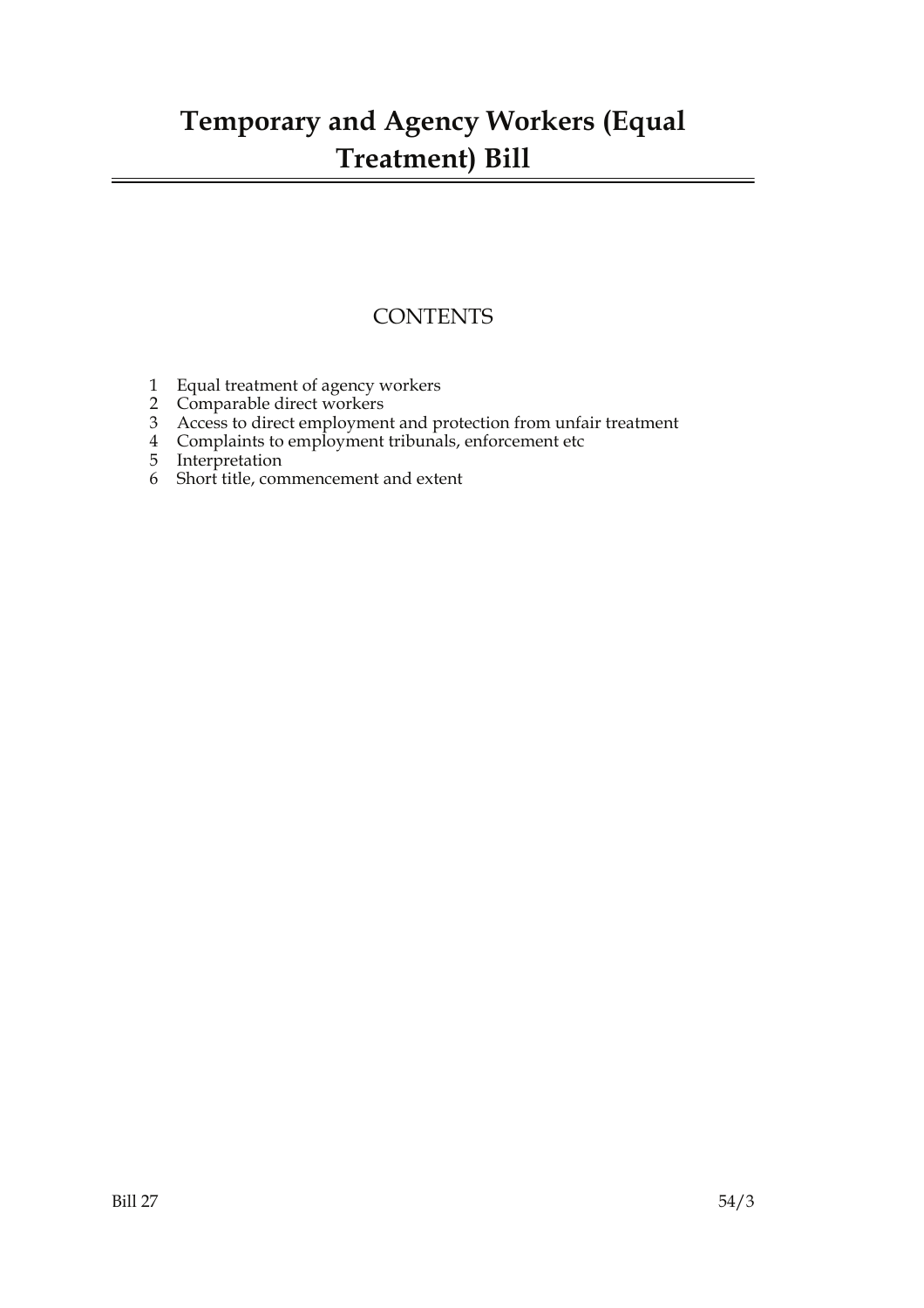# Temporary and Agency Workers (Equal Treatment) Bill

## CONTENTS

1. Equal treatment of agency workers
2. Comparable direct workers
3. Access to direct employment and protection from unfair treatment
4. Complaints to employment tribunals, enforcement etc
5. Interpretation
6. Short title, commencement and extent

Bill 27 54/3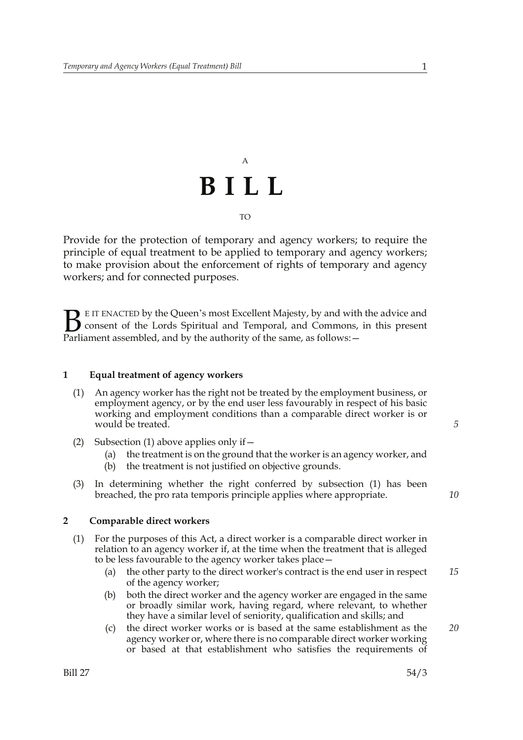A

# BILL

TO

Provide for the protection of temporary and agency workers; to require the principle of equal treatment to be applied to temporary and agency workers; to make provision about the enforcement of rights of temporary and agency workers; and for connected purposes.

BE IT ENACTED by the Queen's most Excellent Majesty, by and with the advice and consent of the Lords Spiritual and Temporal, and Commons, in this present Parliament assembled, and by the authority of the same, as follows:—

### 1 Equal treatment of agency workers

(1) An agency worker has the right not be treated by the employment business, or employment agency, or by the end user less favourably in respect of his basic working and employment conditions than a comparable direct worker is or would be treated.

(2) Subsection (1) above applies only if—

- (a) the treatment is on the ground that the worker is an agency worker, and
- (b) the treatment is not justified on objective grounds.

(3) In determining whether the right conferred by subsection (1) has been breached, the pro rata temporis principle applies where appropriate.

### 2 Comparable direct workers

(1) For the purposes of this Act, a direct worker is a comparable direct worker in relation to an agency worker if, at the time when the treatment that is alleged to be less favourable to the agency worker takes place—

- (a) the other party to the direct worker's contract is the end user in respect of the agency worker;
- (b) both the direct worker and the agency worker are engaged in the same or broadly similar work, having regard, where relevant, to whether they have a similar level of seniority, qualification and skills; and
- (c) the direct worker works or is based at the same establishment as the agency worker or, where there is no comparable direct worker working or based at that establishment who satisfies the requirements of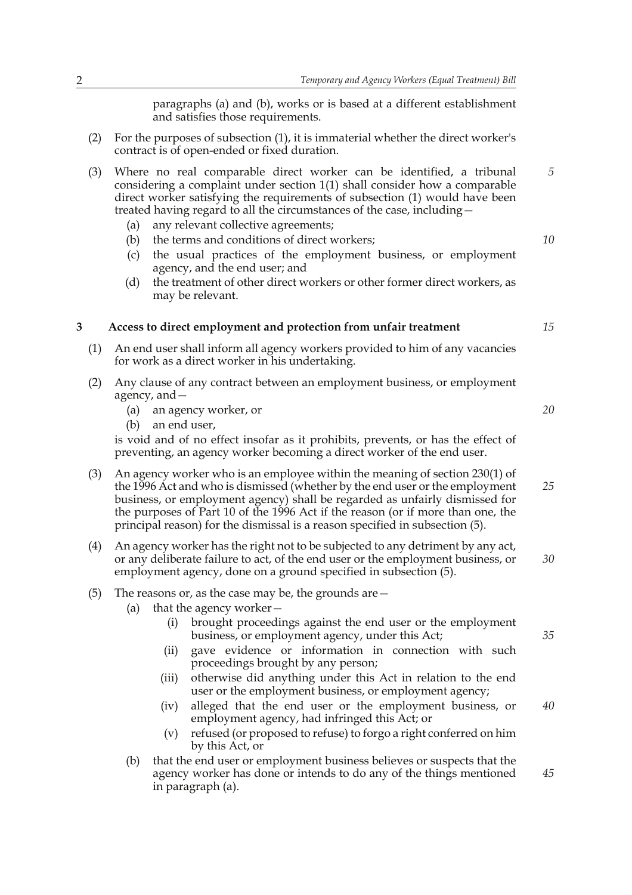paragraphs (a) and (b), works or is based at a different establishment and satisfies those requirements.

(2) For the purposes of subsection (1), it is immaterial whether the direct worker's contract is of open-ended or fixed duration.

(3) Where no real comparable direct worker can be identified, a tribunal considering a complaint under section 1(1) shall consider how a comparable direct worker satisfying the requirements of subsection (1) would have been treated having regard to all the circumstances of the case, including—

(a) any relevant collective agreements;

(b) the terms and conditions of direct workers;

(c) the usual practices of the employment business, or employment agency, and the end user; and

(d) the treatment of other direct workers or other former direct workers, as may be relevant.

## 3 Access to direct employment and protection from unfair treatment

(1) An end user shall inform all agency workers provided to him of any vacancies for work as a direct worker in his undertaking.

(2) Any clause of any contract between an employment business, or employment agency, and—

(a) an agency worker, or

(b) an end user,

is void and of no effect insofar as it prohibits, prevents, or has the effect of preventing, an agency worker becoming a direct worker of the end user.

(3) An agency worker who is an employee within the meaning of section 230(1) of the 1996 Act and who is dismissed (whether by the end user or the employment business, or employment agency) shall be regarded as unfairly dismissed for the purposes of Part 10 of the 1996 Act if the reason (or if more than one, the principal reason) for the dismissal is a reason specified in subsection (5).

(4) An agency worker has the right not to be subjected to any detriment by any act, or any deliberate failure to act, of the end user or the employment business, or employment agency, done on a ground specified in subsection (5).

(5) The reasons or, as the case may be, the grounds are—

(a) that the agency worker—

(i) brought proceedings against the end user or the employment business, or employment agency, under this Act;

(ii) gave evidence or information in connection with such proceedings brought by any person;

(iii) otherwise did anything under this Act in relation to the end user or the employment business, or employment agency;

(iv) alleged that the end user or the employment business, or employment agency, had infringed this Act; or

(v) refused (or proposed to refuse) to forgo a right conferred on him by this Act, or

(b) that the end user or employment business believes or suspects that the agency worker has done or intends to do any of the things mentioned in paragraph (a).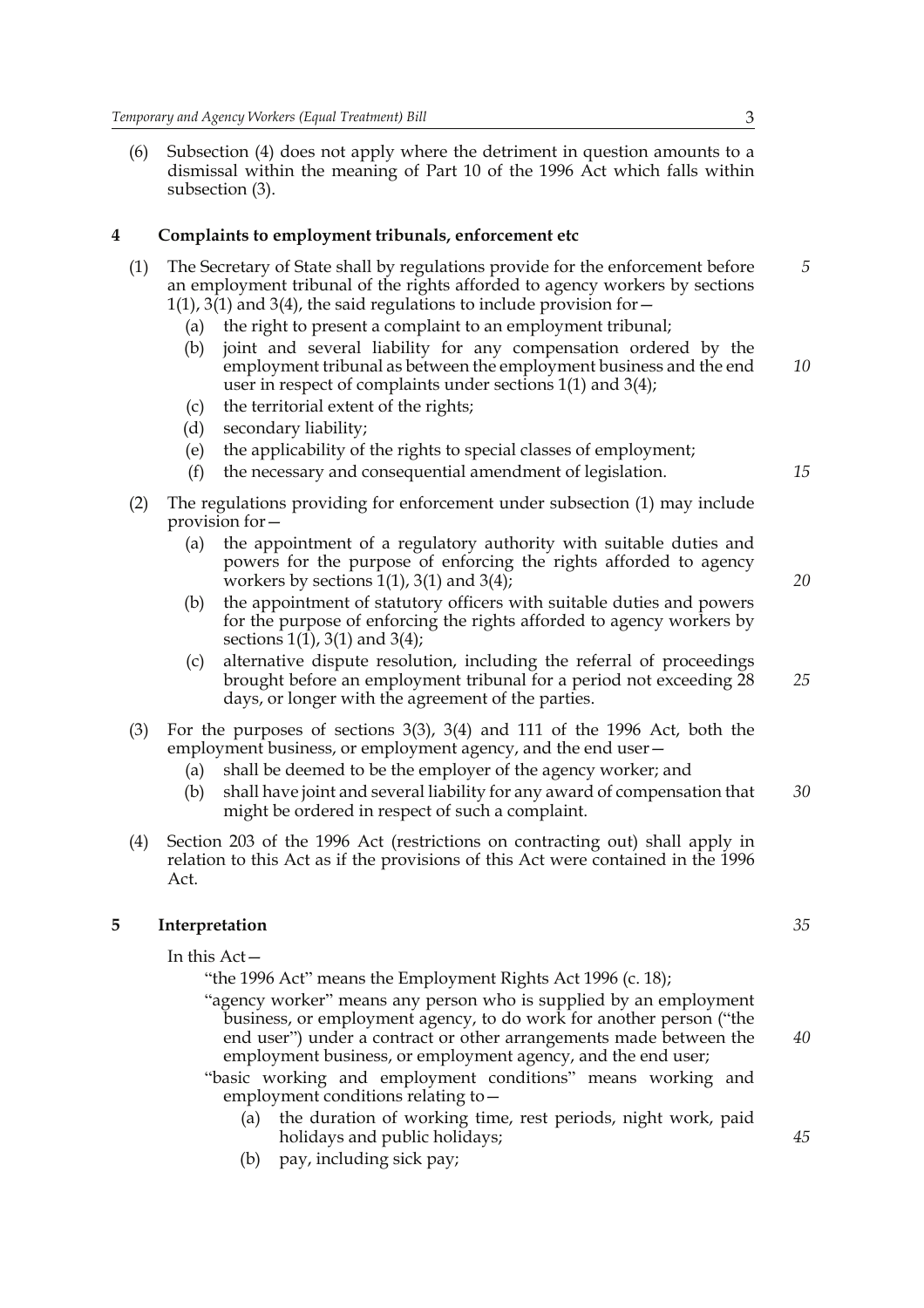(6) Subsection (4) does not apply where the detriment in question amounts to a dismissal within the meaning of Part 10 of the 1996 Act which falls within subsection (3).

## 4 Complaints to employment tribunals, enforcement etc

(1) The Secretary of State shall by regulations provide for the enforcement before an employment tribunal of the rights afforded to agency workers by sections 1(1), 3(1) and 3(4), the said regulations to include provision for—

- (a) the right to present a complaint to an employment tribunal;
- (b) joint and several liability for any compensation ordered by the employment tribunal as between the employment business and the end user in respect of complaints under sections 1(1) and 3(4);
- (c) the territorial extent of the rights;
- (d) secondary liability;
- (e) the applicability of the rights to special classes of employment;
- (f) the necessary and consequential amendment of legislation.

(2) The regulations providing for enforcement under subsection (1) may include provision for—

- (a) the appointment of a regulatory authority with suitable duties and powers for the purpose of enforcing the rights afforded to agency workers by sections 1(1), 3(1) and 3(4);
- (b) the appointment of statutory officers with suitable duties and powers for the purpose of enforcing the rights afforded to agency workers by sections 1(1), 3(1) and 3(4);
- (c) alternative dispute resolution, including the referral of proceedings brought before an employment tribunal for a period not exceeding 28 days, or longer with the agreement of the parties.

(3) For the purposes of sections 3(3), 3(4) and 111 of the 1996 Act, both the employment business, or employment agency, and the end user—

- (a) shall be deemed to be the employer of the agency worker; and
- (b) shall have joint and several liability for any award of compensation that might be ordered in respect of such a complaint.

(4) Section 203 of the 1996 Act (restrictions on contracting out) shall apply in relation to this Act as if the provisions of this Act were contained in the 1996 Act.

## 5 Interpretation

In this Act—

"the 1996 Act" means the Employment Rights Act 1996 (c. 18);

"agency worker" means any person who is supplied by an employment business, or employment agency, to do work for another person ("the end user") under a contract or other arrangements made between the employment business, or employment agency, and the end user;

"basic working and employment conditions" means working and employment conditions relating to—

- (a) the duration of working time, rest periods, night work, paid holidays and public holidays;
- (b) pay, including sick pay;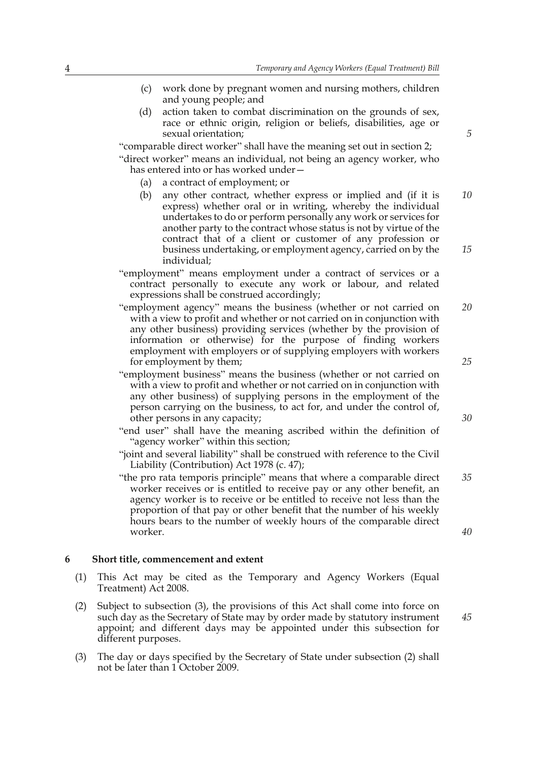(c) work done by pregnant women and nursing mothers, children and young people; and

(d) action taken to combat discrimination on the grounds of sex, race or ethnic origin, religion or beliefs, disabilities, age or sexual orientation;

"comparable direct worker" shall have the meaning set out in section 2;

"direct worker" means an individual, not being an agency worker, who has entered into or has worked under—

(a) a contract of employment; or

(b) any other contract, whether express or implied and (if it is express) whether oral or in writing, whereby the individual undertakes to do or perform personally any work or services for another party to the contract whose status is not by virtue of the contract that of a client or customer of any profession or business undertaking, or employment agency, carried on by the individual;

"employment" means employment under a contract of services or a contract personally to execute any work or labour, and related expressions shall be construed accordingly;

"employment agency" means the business (whether or not carried on with a view to profit and whether or not carried on in conjunction with any other business) providing services (whether by the provision of information or otherwise) for the purpose of finding workers employment with employers or of supplying employers with workers for employment by them;

"employment business" means the business (whether or not carried on with a view to profit and whether or not carried on in conjunction with any other business) of supplying persons in the employment of the person carrying on the business, to act for, and under the control of, other persons in any capacity;

"end user" shall have the meaning ascribed within the definition of "agency worker" within this section;

"joint and several liability" shall be construed with reference to the Civil Liability (Contribution) Act 1978 (c. 47);

"the pro rata temporis principle" means that where a comparable direct worker receives or is entitled to receive pay or any other benefit, an agency worker is to receive or be entitled to receive not less than the proportion of that pay or other benefit that the number of his weekly hours bears to the number of weekly hours of the comparable direct worker.

## 6 Short title, commencement and extent

(1) This Act may be cited as the Temporary and Agency Workers (Equal Treatment) Act 2008.

(2) Subject to subsection (3), the provisions of this Act shall come into force on such day as the Secretary of State may by order made by statutory instrument appoint; and different days may be appointed under this subsection for different purposes.

(3) The day or days specified by the Secretary of State under subsection (2) shall not be later than 1 October 2009.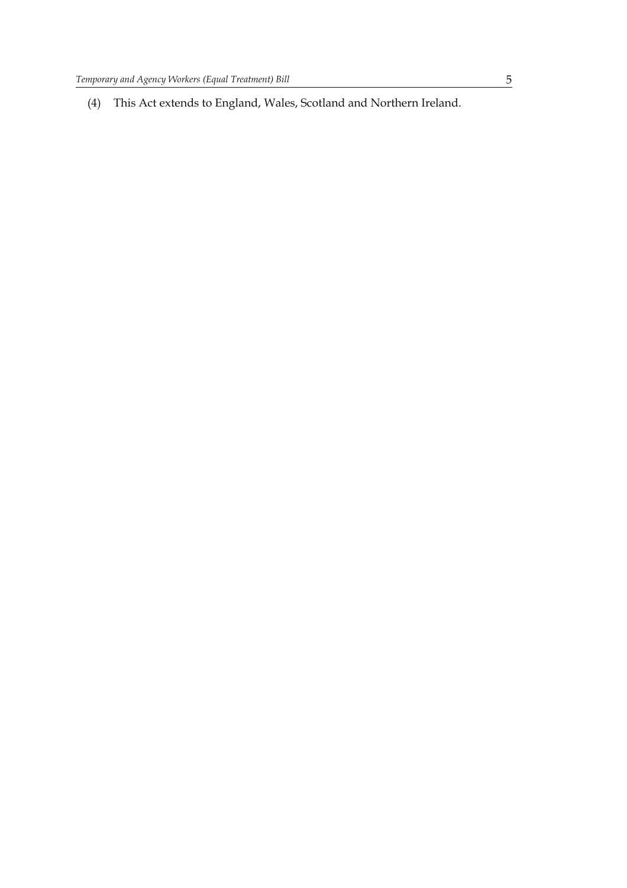(4) This Act extends to England, Wales, Scotland and Northern Ireland.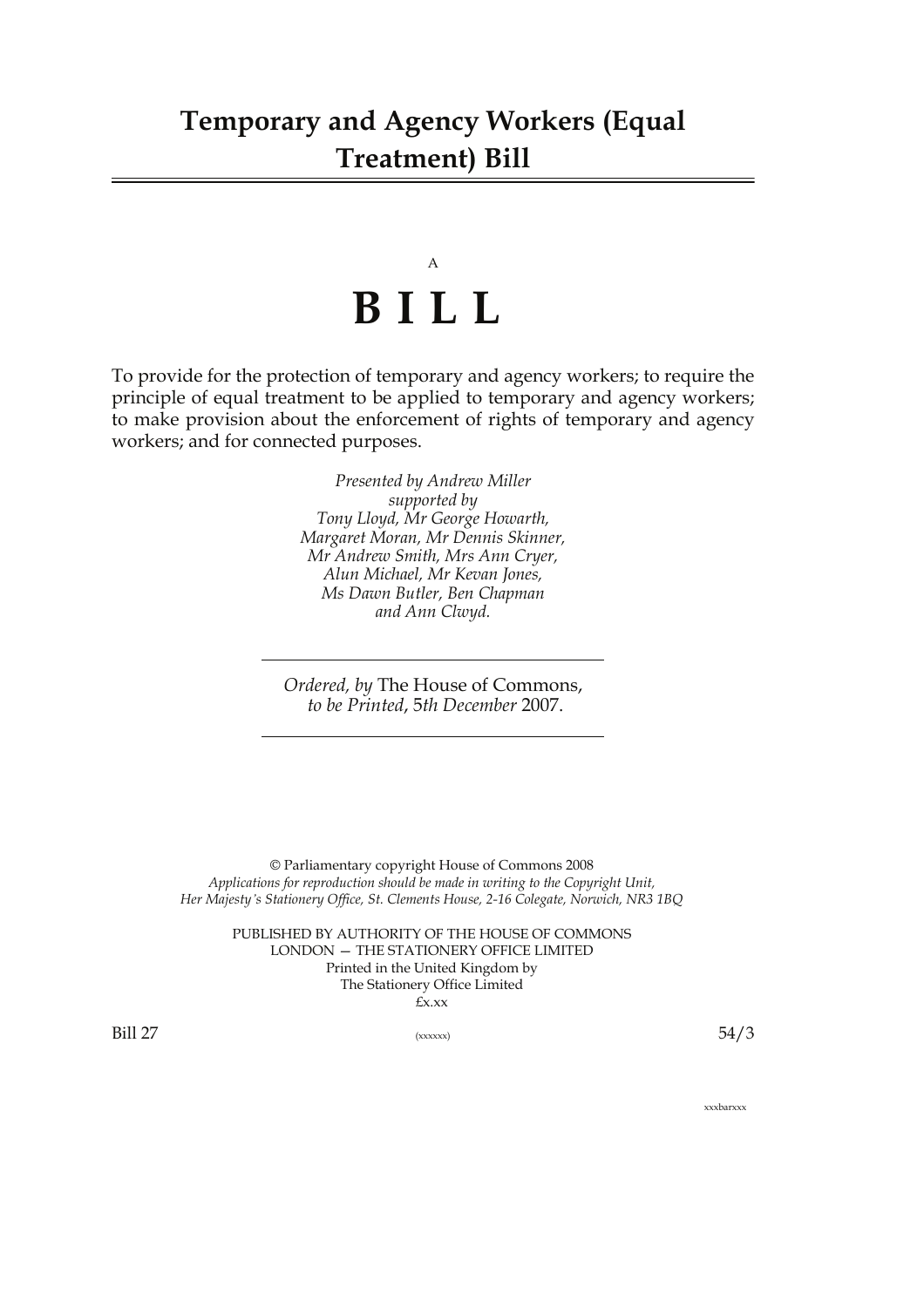# Temporary and Agency Workers (Equal Treatment) Bill

A

# B I L L

To provide for the protection of temporary and agency workers; to require the principle of equal treatment to be applied to temporary and agency workers; to make provision about the enforcement of rights of temporary and agency workers; and for connected purposes.

*Presented by Andrew Miller*
*supported by*
*Tony Lloyd, Mr George Howarth,*
*Margaret Moran, Mr Dennis Skinner,*
*Mr Andrew Smith, Mrs Ann Cryer,*
*Alun Michael, Mr Kevan Jones,*
*Ms Dawn Butler, Ben Chapman*
*and Ann Clwyd.*

---

*Ordered, by* The House of Commons, *to be Printed*, 5*th December* 2007.

---

© Parliamentary copyright House of Commons 2008
*Applications for reproduction should be made in writing to the Copyright Unit, Her Majesty's Stationery Office, St. Clements House, 2-16 Colegate, Norwich, NR3 1BQ*

PUBLISHED BY AUTHORITY OF THE HOUSE OF COMMONS
LONDON — THE STATIONERY OFFICE LIMITED
Printed in the United Kingdom by
The Stationery Office Limited
£x.xx

Bill 27 (xxxxxx) 54/3

xxxbarxxx